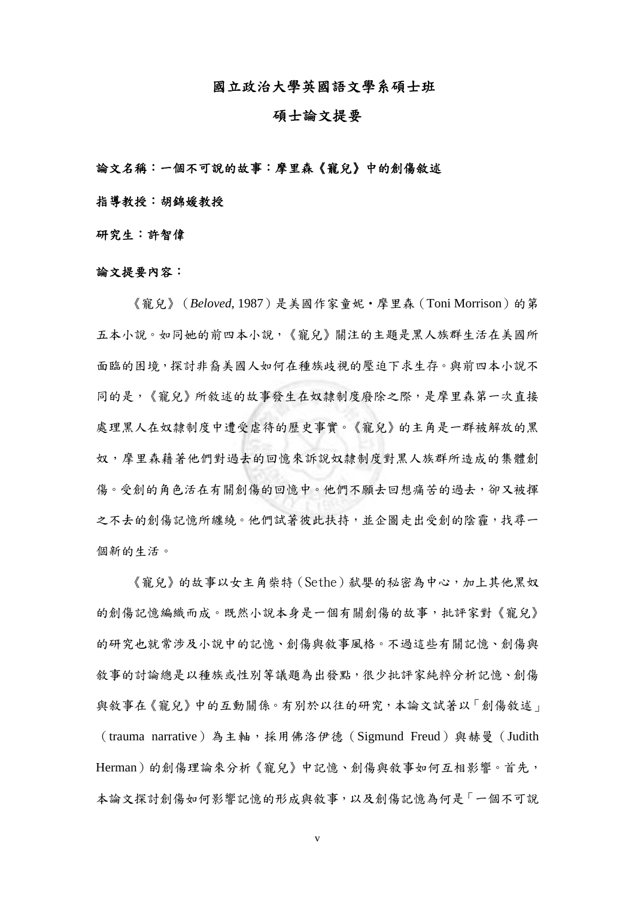# 國立政治大學英國語文學系碩士班

## 碩士論文提要

**論文名稱：一個不可說的故事：摩里森《寵兒》中的創傷敘述**

**指導教授：胡錦媛教授**

**研究生：許智偉**

**論文提要內容：**

《寵兒》（*Beloved*, 1987）是美國作家童妮・摩里森（Toni Morrison）的第五本小說。如同她的前四本小說，《寵兒》關注的主題是黑人族群生活在美國所面臨的困境，探討非裔美國人如何在種族歧視的壓迫下求生存。與前四本小說不同的是，《寵兒》所敘述的故事發生在奴隸制度廢除之際，是摩里森第一次直接處理黑人在奴隸制度中遭受虐待的歷史事實。《寵兒》的主角是一群被解放的黑奴，摩里森藉著他們對過去的回憶來訴說奴隸制度對黑人族群所造成的集體創傷。受創的角色活在有關創傷的回憶中。他們不願去回想痛苦的過去，卻又被揮之不去的創傷記憶所纏繞。他們試著彼此扶持，並企圖走出受創的陰霾，找尋一個新的生活。

《寵兒》的故事以女主角柴特（Sethe）弒嬰的秘密為中心，加上其他黑奴的創傷記憶編織而成。既然小說本身是一個有關創傷的故事，批評家對《寵兒》的研究也就常涉及小說中的記憶、創傷與敘事風格。不過這些有關記憶、創傷與敘事的討論總是以種族或性別等議題為出發點，很少批評家純粹分析記憶、創傷與敘事在《寵兒》中的互動關係。有別於以往的研究，本論文試著以「創傷敘述」（trauma narrative）為主軸，採用佛洛伊德（Sigmund Freud）與赫曼（Judith Herman）的創傷理論來分析《寵兒》中記憶、創傷與敘事如何互相影響。首先，本論文探討創傷如何影響記憶的形成與敘事，以及創傷記憶為何是「一個不可說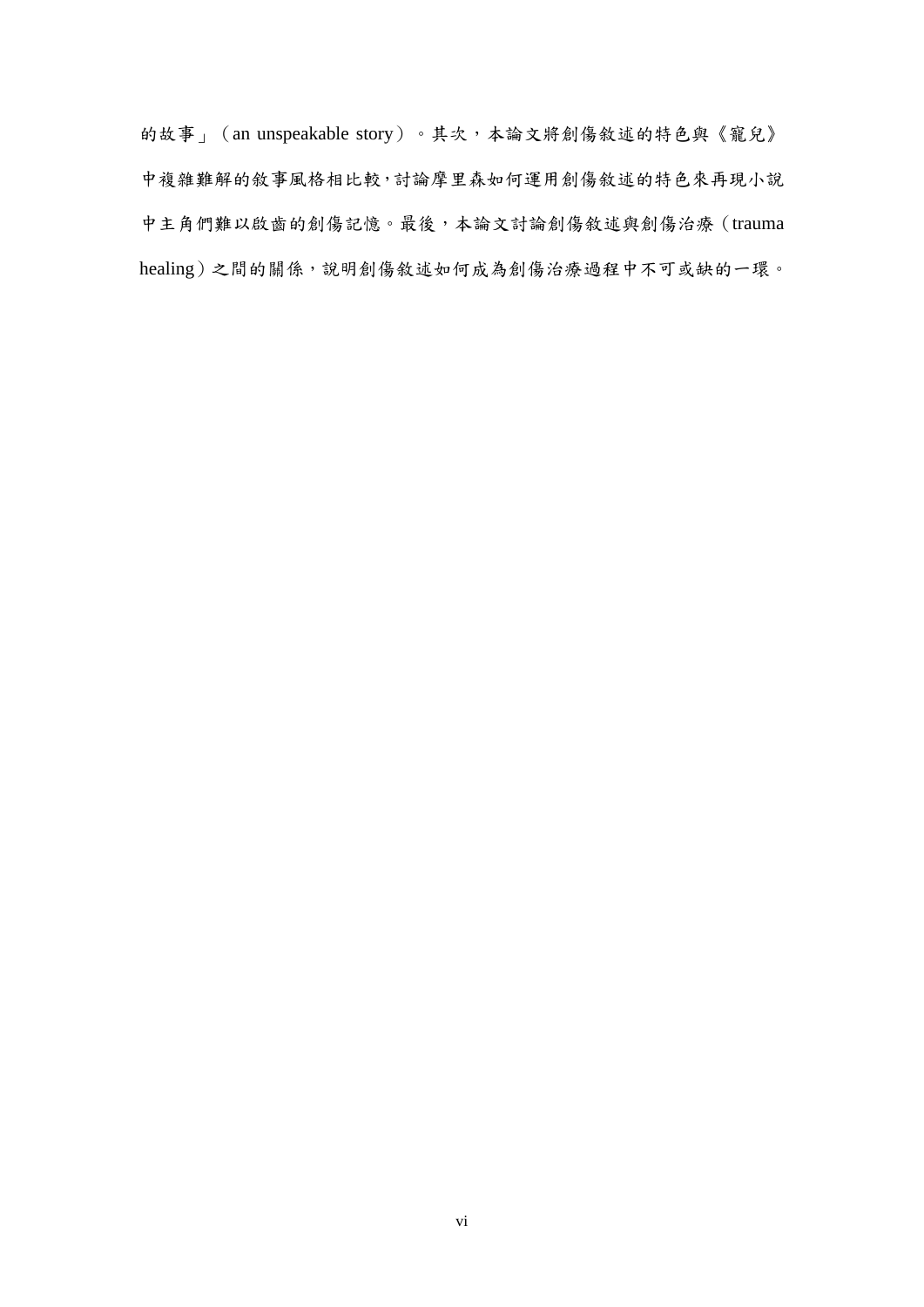的故事」（an unspeakable story）。其次，本論文將創傷敘述的特色與《寵兒》中複雜難解的敘事風格相比較，討論摩里森如何運用創傷敘述的特色來再現小說中主角們難以啟齒的創傷記憶。最後，本論文討論創傷敘述與創傷治療（trauma healing）之間的關係，說明創傷敘述如何成為創傷治療過程中不可或缺的一環。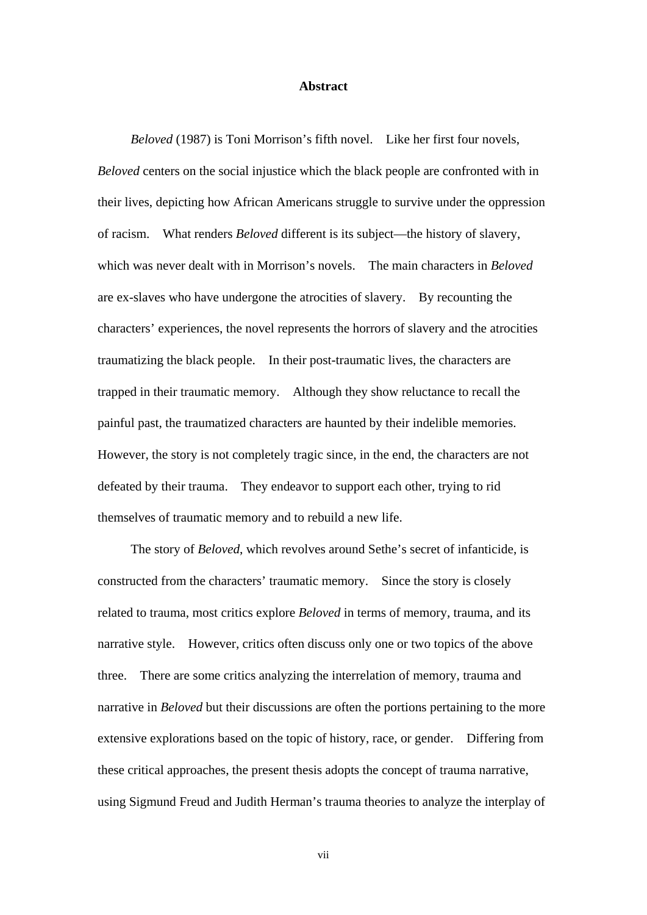# Abstract

*Beloved* (1987) is Toni Morrison's fifth novel. Like her first four novels, *Beloved* centers on the social injustice which the black people are confronted with in their lives, depicting how African Americans struggle to survive under the oppression of racism. What renders *Beloved* different is its subject—the history of slavery, which was never dealt with in Morrison's novels. The main characters in *Beloved* are ex-slaves who have undergone the atrocities of slavery. By recounting the characters' experiences, the novel represents the horrors of slavery and the atrocities traumatizing the black people. In their post-traumatic lives, the characters are trapped in their traumatic memory. Although they show reluctance to recall the painful past, the traumatized characters are haunted by their indelible memories. However, the story is not completely tragic since, in the end, the characters are not defeated by their trauma. They endeavor to support each other, trying to rid themselves of traumatic memory and to rebuild a new life.

The story of *Beloved*, which revolves around Sethe's secret of infanticide, is constructed from the characters' traumatic memory. Since the story is closely related to trauma, most critics explore *Beloved* in terms of memory, trauma, and its narrative style. However, critics often discuss only one or two topics of the above three. There are some critics analyzing the interrelation of memory, trauma and narrative in *Beloved* but their discussions are often the portions pertaining to the more extensive explorations based on the topic of history, race, or gender. Differing from these critical approaches, the present thesis adopts the concept of trauma narrative, using Sigmund Freud and Judith Herman's trauma theories to analyze the interplay of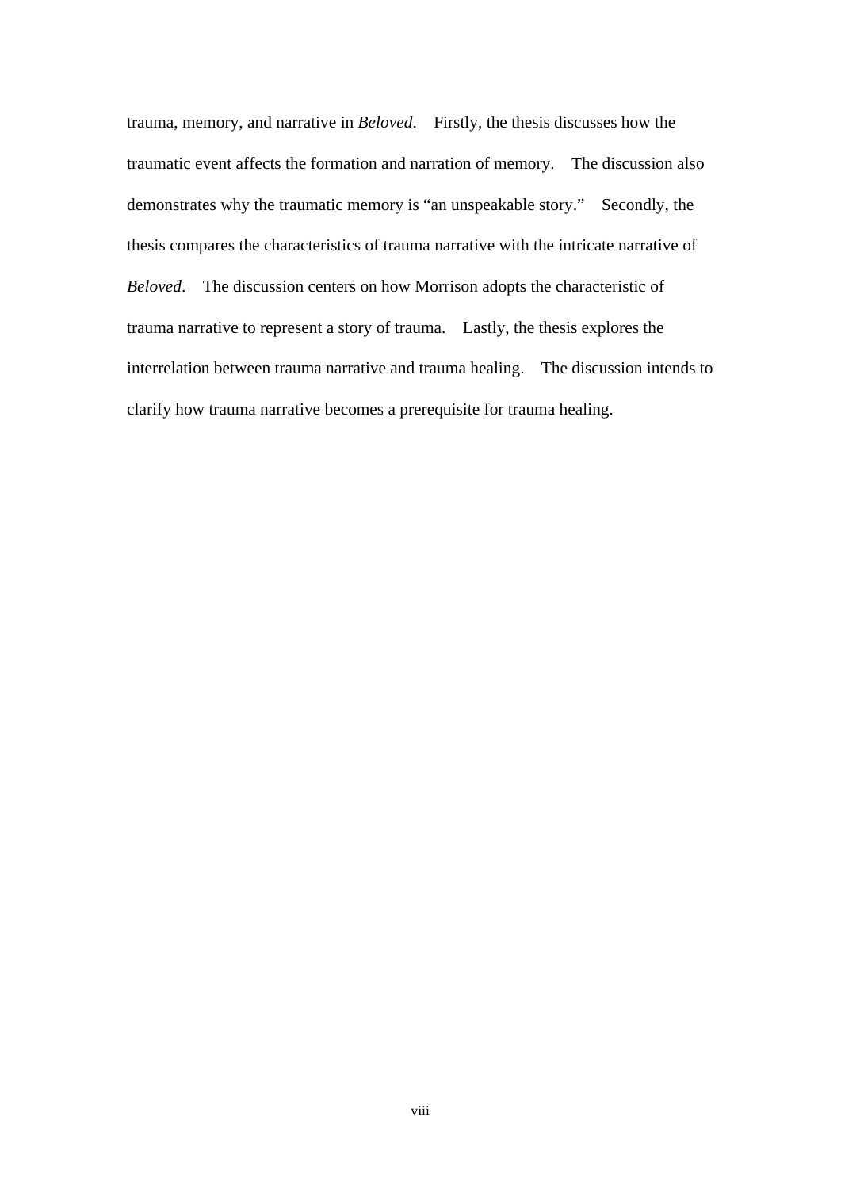trauma, memory, and narrative in *Beloved*. Firstly, the thesis discusses how the traumatic event affects the formation and narration of memory. The discussion also demonstrates why the traumatic memory is "an unspeakable story." Secondly, the thesis compares the characteristics of trauma narrative with the intricate narrative of *Beloved*. The discussion centers on how Morrison adopts the characteristic of trauma narrative to represent a story of trauma. Lastly, the thesis explores the interrelation between trauma narrative and trauma healing. The discussion intends to clarify how trauma narrative becomes a prerequisite for trauma healing.